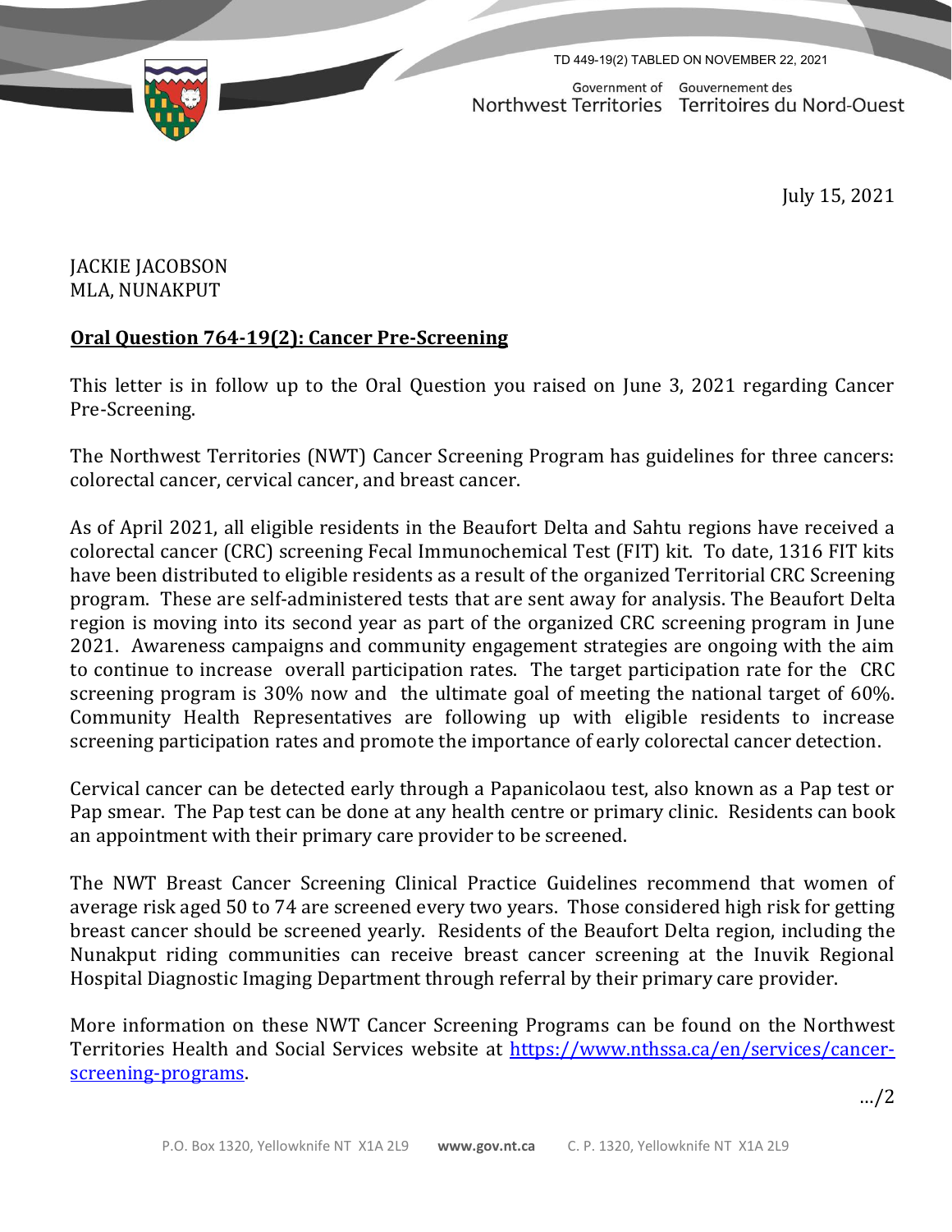TD 449-19(2) TABLED ON NOVEMBER 22, 2021

Government of Northwest Territories | Gouvernement des Territoires du Nord-Ouest

July 15, 2021

JACKIE JACOBSON
MLA, NUNAKPUT

**Oral Question 764-19(2): Cancer Pre-Screening**

This letter is in follow up to the Oral Question you raised on June 3, 2021 regarding Cancer Pre-Screening.

The Northwest Territories (NWT) Cancer Screening Program has guidelines for three cancers: colorectal cancer, cervical cancer, and breast cancer.

As of April 2021, all eligible residents in the Beaufort Delta and Sahtu regions have received a colorectal cancer (CRC) screening Fecal Immunochemical Test (FIT) kit. To date, 1316 FIT kits have been distributed to eligible residents as a result of the organized Territorial CRC Screening program. These are self-administered tests that are sent away for analysis. The Beaufort Delta region is moving into its second year as part of the organized CRC screening program in June 2021. Awareness campaigns and community engagement strategies are ongoing with the aim to continue to increase overall participation rates. The target participation rate for the CRC screening program is 30% now and the ultimate goal of meeting the national target of 60%. Community Health Representatives are following up with eligible residents to increase screening participation rates and promote the importance of early colorectal cancer detection.

Cervical cancer can be detected early through a Papanicolaou test, also known as a Pap test or Pap smear. The Pap test can be done at any health centre or primary clinic. Residents can book an appointment with their primary care provider to be screened.

The NWT Breast Cancer Screening Clinical Practice Guidelines recommend that women of average risk aged 50 to 74 are screened every two years. Those considered high risk for getting breast cancer should be screened yearly. Residents of the Beaufort Delta region, including the Nunakput riding communities can receive breast cancer screening at the Inuvik Regional Hospital Diagnostic Imaging Department through referral by their primary care provider.

More information on these NWT Cancer Screening Programs can be found on the Northwest Territories Health and Social Services website at https://www.nthssa.ca/en/services/cancer-screening-programs.

…/2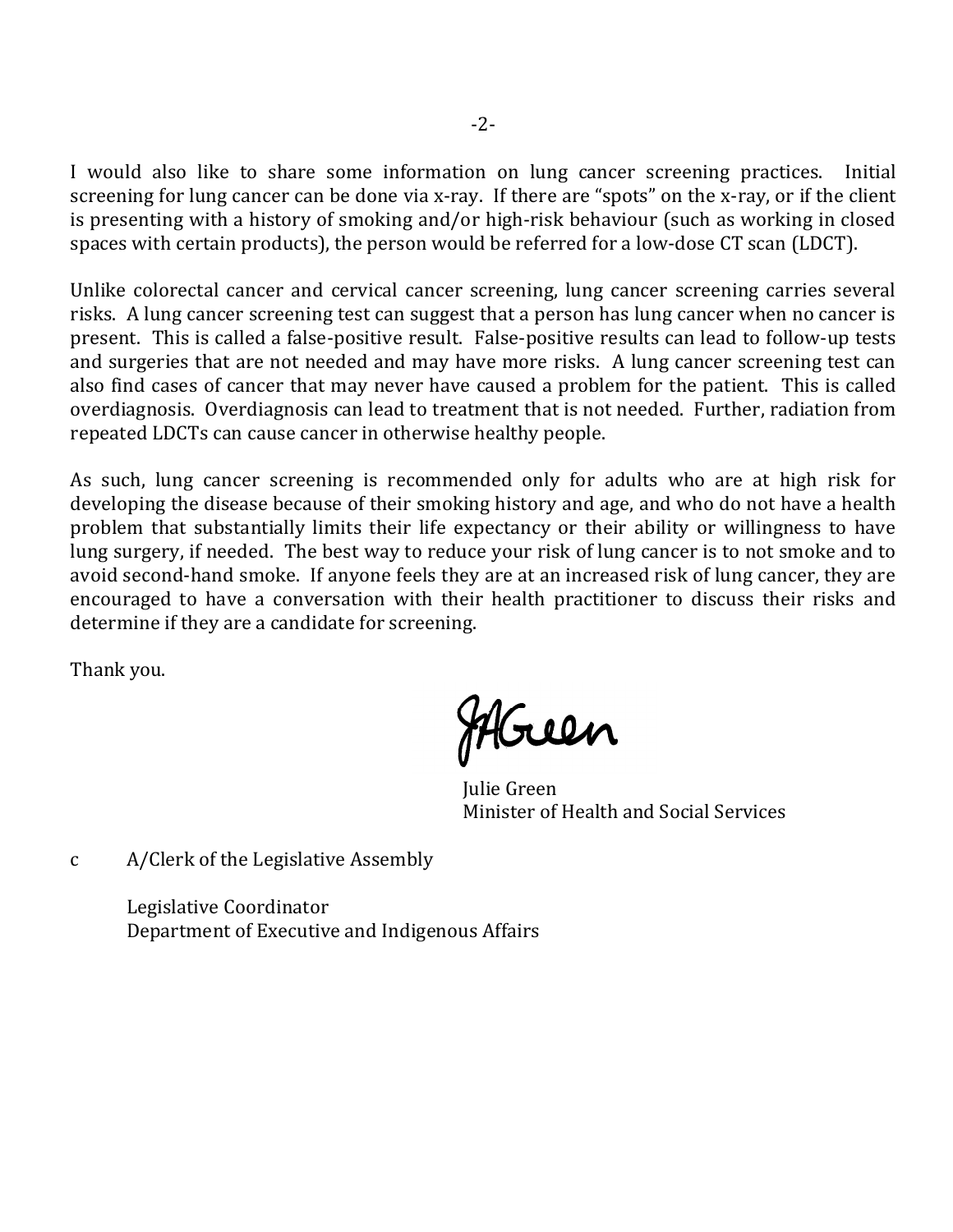I would also like to share some information on lung cancer screening practices. Initial screening for lung cancer can be done via x-ray. If there are "spots" on the x-ray, or if the client is presenting with a history of smoking and/or high-risk behaviour (such as working in closed spaces with certain products), the person would be referred for a low-dose CT scan (LDCT).

Unlike colorectal cancer and cervical cancer screening, lung cancer screening carries several risks. A lung cancer screening test can suggest that a person has lung cancer when no cancer is present. This is called a false-positive result. False-positive results can lead to follow-up tests and surgeries that are not needed and may have more risks. A lung cancer screening test can also find cases of cancer that may never have caused a problem for the patient. This is called overdiagnosis. Overdiagnosis can lead to treatment that is not needed. Further, radiation from repeated LDCTs can cause cancer in otherwise healthy people.

As such, lung cancer screening is recommended only for adults who are at high risk for developing the disease because of their smoking history and age, and who do not have a health problem that substantially limits their life expectancy or their ability or willingness to have lung surgery, if needed. The best way to reduce your risk of lung cancer is to not smoke and to avoid second-hand smoke. If anyone feels they are at an increased risk of lung cancer, they are encouraged to have a conversation with their health practitioner to discuss their risks and determine if they are a candidate for screening.

Thank you.

JAGreen

Julie Green
Minister of Health and Social Services

c A/Clerk of the Legislative Assembly

Legislative Coordinator
Department of Executive and Indigenous Affairs